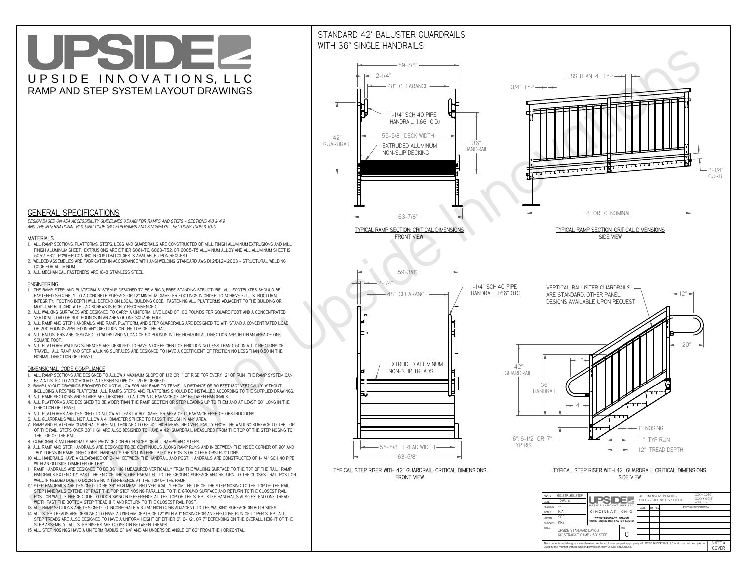# UPSIDE

UPSIDE INNOVATIONS, LLC

RAMP AND STEP SYSTEM LAYOUT DRAWINGS

## GENERAL SPECIFICATIONS

*DESIGN BASED ON ADA ACCESSIBILITY GUIDELINES (ADAAG) FOR RAMPS AND STEPS - SECTIONS 4.8 & 4.9 AND THE INTERNATIONAL BUILDING CODE (IBC) FOR RAMPS AND STAIRWAYS - SECTIONS 1009 & 1010*

### MATERIALS

1. ALL RAMP SECTIONS, PLATFORMS, STEPS, LEGS, AND GUARDRAILS ARE CONSTRUCTED OF MILL FINISH ALUMINUM EXTRUSIONS AND MILL FINISH ALUMINUM SHEET. EXTRUSIONS ARE EITHER 6061-T6, 6063-T52, OR 6005-T5 ALUMINUM ALLOY AND ALL ALUMINUM SHEET IS 5052-H32. POWDER COATING IN CUSTOM COLORS IS AVAILABLE UPON REQUEST.
2. WELDED ASSEMBLIES ARE FABRICATED IN ACCORDANCE WITH ANSI WELDING STANDARD AWS D1.2/D1.2M:2003 - STRUCTURAL WELDING CODE FOR ALUMINUM.
3. ALL MECHANICAL FASTENERS ARE 18-8 STAINLESS STEEL.

### ENGINEERING

1. THE RAMP, STEP, AND PLATFORM SYSTEM IS DESIGNED TO BE A RIGID, FREE STANDING STRUCTURE. ALL FOOTPLATES SHOULD BE FASTENED SECURELY TO A CONCRETE SURFACE OR 12" MINIMUM DIAMETER FOOTINGS IN ORDER TO ACHIEVE FULL STRUCTURAL INTEGRITY. FOOTING DEPTH WILL DEPEND ON LOCAL BUILDING CODE. FASTENING ALL PLATFORMS ADJACENT TO THE BUILDING OR MODULAR BUILDING WITH LAG SCREWS IS HIGHLY RECOMMENDED.
2. ALL WALKING SURFACES ARE DESIGNED TO CARRY A UNIFORM LIVE LOAD OF 100 POUNDS PER SQUARE FOOT AND A CONCENTRATED VERTICAL LOAD OF 300 POUNDS IN AN AREA OF ONE SQUARE FOOT.
3. ALL RAMP AND STEP HANDRAILS, AND RAMP, PLATFORM, AND STEP GUARDRAILS ARE DESIGNED TO WITHSTAND A CONCENTRATED LOAD OF 200 POUNDS APPLIED IN ANY DIRECTION ON THE TOP OF THE RAIL.
4. ALL BALUSTERS ARE DESIGNED TO WITHSTAND A LOAD OF 50 POUNDS IN THE HORIZONTAL DIRECTION APPLIED IN AN AREA OF ONE SQUARE FOOT.
5. ALL PLATFORM WALKING SURFACES ARE DESIGNED TO HAVE A COEFFICIENT OF FRICTION NO LESS THAN 0.50 IN ALL DIRECTIONS OF TRAVEL. ALL RAMP AND STEP WALKING SURFACES ARE DESIGNED TO HAVE A COEFFICIENT OF FRICTION NO LESS THAN 0.50 IN THE NORMAL DIRECTION OF TRAVEL.

### DIMENSIONAL CODE COMPLIANCE

1. ALL RAMP SECTIONS ARE DESIGNED TO ALLOW A MAXIMUM SLOPE OF 1:12 OR 1" OF RISE FOR EVERY 12" OF RUN. THE RAMP SYSTEM CAN BE ADJUSTED TO ACCOMODATE A LESSER SLOPE OF 1:20 IF DESIRED.
2. RAMP LAYOUT DRAWINGS PROVIDED DO NOT ALLOW FOR ANY RAMP TO TRAVEL A DISTANCE OF 30 FEET (30" VERTICALLY) WITHOUT INCLUDING A RESTING PLATFORM. ALL RAMPS, STEPS, AND PLATFORMS SHOULD BE INSTALLED ACCORDING TO THE SUPPLIED DRAWINGS.
3. ALL RAMP SECTIONS AND STAIRS ARE DESIGNED TO ALLOW A CLEARANCE OF 48" BETWEEN HANDRAILS.
4. ALL PLATFORMS ARE DESIGNED TO BE WIDER THAN THE RAMP SECTION OR STEP LEADING UP TO THEM AND AT LEAST 60" LONG IN THE DIRECTION OF TRAVEL.
5. ALL PLATFORMS ARE DESIGNED TO ALLOW AT LEAST A 60" DIAMETER AREA OF CLEARANCE FREE OF OBSTRUCTIONS.
6. ALL GUARDRAILS WILL NOT ALLOW A 4" DIAMETER SPHERE TO PASS THROUGH IN ANY AREA.
7. RAMP AND PLATFORM GUARDRAILS ARE ALL DESIGNED TO BE 42" HIGH MEASURED VERTICALLY FROM THE WALKING SURFACE TO THE TOP OF THE RAIL. STEPS OVER 30" HIGH ARE ALSO DESIGNED TO HAVE A 42" GUARDRAIL MEASURED FROM THE TOP OF THE STEP NOSING TO THE TOP OF THE RAIL.
8. GUARDRAILS AND HANDRAILS ARE PROVIDED ON BOTH SIDES OF ALL RAMPS AND STEPS.
9. ALL RAMP AND STEP HANDRAILS ARE DESIGNED TO BE CONTINUOUS ALONG RAMP RUNS AND IN BETWEEN THE INSIDE CORNER OF 90° AND 180° TURNS IN RAMP DIRECTIONS. HANDRAILS ARE NOT INTERRUPTED BY POSTS OR OTHER OBSTRUCTIONS.
10. ALL HANDRAILS HAVE A CLEARANCE OF 2-1/4" BETWEEN THE HANDRAIL AND POST. HANDRAILS ARE CONSTRUCTED OF 1-1/4" SCH 40 PIPE WITH AN OUTSIDE DIAMETER OF 1.66"
11. RAMP HANDRAILS ARE DESIGNED TO BE 36" HIGH MEASURED VERTICALLY FROM THE WALKING SURFACE TO THE TOP OF THE RAIL. RAMP HANDRAILS EXTEND 12" PAST THE END OF THE SLOPE PARALLEL TO THE GROUND SURFACE AND RETURN TO THE CLOSEST RAIL POST OR WALL IF NEEDED DUE TO DOOR SWING INTERFERENCE AT THE TOP OF THE RAMP.
12. STEP HANDRAILS ARE DESIGNED TO BE 36" HIGH MEASURED VERTICALLY FROM THE TIP OF THE STEP NOSING TO THE TOP OF THE RAIL. STEP HANDRAILS EXTEND 12" PAST THE TOP STEP NOSING PARALLEL TO THE GROUND SURFACE AND RETURN TO THE CLOSEST RAIL POST OR WALL IF NEEDED DUE TO DOOR SWING INTERFERENCE AT THE TOP OF THE STEP. STEP HANDRAILS ALSO EXTEND ONE TREAD WIDTH PAST THE BOTTOM STEP TREAD (11") AND RETURN TO THE CLOSEST RAIL POST.
13. ALL RAMP SECTIONS ARE DESIGNED TO INCORPORATE A 3-1/4" HIGH CURB ADJACENT TO THE WALKING SURFACE ON BOTH SIDES.
14. ALL STEP TREADS ARE DESIGNED TO HAVE A UNIFORM DEPTH OF 12" WITH A 1" NOSING FOR AN EFFECTIVE RUN OF 11" PER STEP. ALL STEP TREADS ARE ALSO DESIGNED TO HAVE A UNIFORM HEIGHT OF EITHER 6", 6-1/2", OR 7" DEPENDING ON THE OVERALL HEIGHT OF THE STEP ASSEMBLY. ALL STEP RISERS ARE CLOSED IN BETWEEN TREADS.
15. ALL STEP NOSINGS HAVE A UNIFORM RADIUS OF 1/4" AND AN UNDERSIDE ANGLE OF 60° FROM THE HORIZONTAL.

## STANDARD 42" BALUSTER GUARDRAILS WITH 36" SINGLE HANDRAILS

59-7/8" · 2-1/4" · 48" CLEARANCE · 1-1/4" SCH 40 PIPE HANDRAIL (1.66" O.D.) · 55-5/8" DECK WIDTH · 42" GUARDRAIL · 36" HANDRAIL · EXTRUDED ALUMINUM NON-SLIP DECKING · 63-7/8"

TYPICAL RAMP SECTION: CRITICAL DIMENSIONS
FRONT VIEW

LESS THAN 4" TYP · 3/4" TYP · 3-1/4" CURB · 8' OR 10' NOMINAL

TYPICAL RAMP SECTION: CRITICAL DIMENSIONS
SIDE VIEW

59-3/8" · 2-1/4" · 48" CLEARANCE · 1-1/4" SCH 40 PIPE HANDRAIL (1.66" O.D.) · EXTRUDED ALUMINUM NON-SLIP TREADS · 55-5/8" TREAD WIDTH · 63-5/8"

TYPICAL STEP RISER WITH 42" GUARDRAIL: CRITICAL DIMENSIONS
FRONT VIEW

VERTICAL BALUSTER GUARDRAILS ARE STANDARD, OTHER PANEL DESIGNS AVAILABLE UPON REQUEST · 12" · 20" · 11" · 42" GUARDRAIL · 36" HANDRAIL · 14" · 1" NOSING · 11" TYP RUN · 12" TREAD DEPTH · 6", 6-1/2" OR 7" TYP RISE

TYPICAL STEP RISER WITH 42" GUARDRAIL: CRITICAL DIMENSIONS
SIDE VIEW

| DWG # | 60_STR_60_STEP |
|---|---|
| DATE | 12/5/14 |
| REVISION | --- |
| SCALE | N/A |
| DRAWN | SRF |
| CHECKED | KRS |
| TITLE | UPSIDE STANDARD LAYOUT - 60' STRAIGHT RAMP / 60" STEP |
| SIZE | C |
| SHEET # | COVER |

UPSIDE INNOVATIONS LLC
CINCINNATI, OHIO
WWW.UPSIDEINNOVATIONS.COM
PHONE: (513) 889-2492 FAX: (513) 672-2124

ALL DIMENSIONS IN INCHES UNLESS OTHERWISE SPECIFIED
XXX ± 0.060"
XXXX ± 0.015"
ANGLES ± 1°

| DATE | BY | REV | REVISION DESCRIPTION |
|---|---|---|---|
| | | | |

The concepts and designs shown here-in are the exclusive proprietary property of UPSIDE INNOVATIONS LLC. and may not be copied or used in any manner without written permission from UPSIDE INNOVATIONS.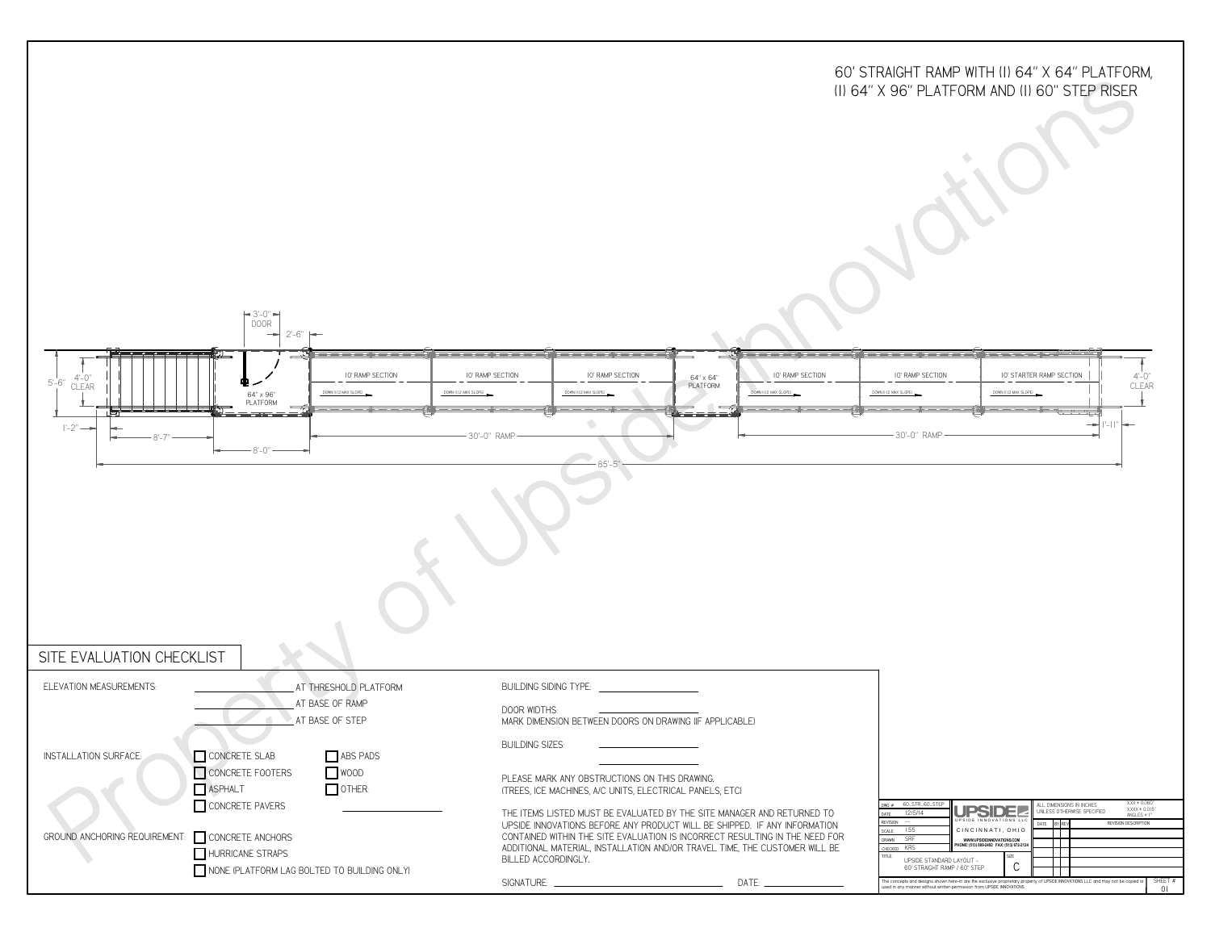# 60' STRAIGHT RAMP WITH (1) 64" X 64" PLATFORM, (1) 64" X 96" PLATFORM AND (1) 60" STEP RISER

3'-0" DOOR
2'-6"
5'-6"
4'-0" CLEAR
64" x 96" PLATFORM
10' RAMP SECTION
DOWN (1:12 MAX SLOPE)
10' RAMP SECTION
DOWN (1:12 MAX SLOPE)
10' RAMP SECTION
DOWN (1:12 MAX SLOPE)
64" x 64" PLATFORM
10' RAMP SECTION
DOWN (1:12 MAX SLOPE)
10' RAMP SECTION
DOWN (1:12 MAX SLOPE)
10' STARTER RAMP SECTION
DOWN (1:12 MAX SLOPE)
4'-0" CLEAR
1'-2"
8'-7"
8'-0"
30'-0" RAMP
30'-0" RAMP
1'-11"
85'-5"

## SITE EVALUATION CHECKLIST

ELEVATION MEASUREMENTS: ____________ AT THRESHOLD PLATFORM
____________ AT BASE OF RAMP
____________ AT BASE OF STEP

INSTALLATION SURFACE:
- ☐ CONCRETE SLAB
- ☐ CONCRETE FOOTERS
- ☐ ASPHALT
- ☐ CONCRETE PAVERS
- ☐ ABS PADS
- ☐ WOOD
- ☐ OTHER ____________

GROUND ANCHORING REQUIREMENT:
- ☐ CONCRETE ANCHORS
- ☐ HURRICANE STRAPS
- ☐ NONE (PLATFORM LAG BOLTED TO BUILDING ONLY)

BUILDING SIDING TYPE: ____________

DOOR WIDTHS: ____________
MARK DIMENSION BETWEEN DOORS ON DRAWING (IF APPLICABLE)

BUILDING SIZES: ____________
____________

PLEASE MARK ANY OBSTRUCTIONS ON THIS DRAWING.
(TREES, ICE MACHINES, A/C UNITS, ELECTRICAL PANELS, ETC)

THE ITEMS LISTED MUST BE EVALUATED BY THE SITE MANAGER AND RETURNED TO UPSIDE INNOVATIONS BEFORE ANY PRODUCT WILL BE SHIPPED. IF ANY INFORMATION CONTAINED WITHIN THE SITE EVALUATION IS INCORRECT RESULTING IN THE NEED FOR ADDITIONAL MATERIAL, INSTALLATION AND/OR TRAVEL TIME, THE CUSTOMER WILL BE BILLED ACCORDINGLY.

SIGNATURE: ____________ DATE: ____________

| | |
|---|---|
| DWG # | 60_STR_60_STEP |
| DATE | 12/5/14 |
| REVISION | --- |
| SCALE | 1:55 |
| DRAWN | SRF |
| CHECKED | KRS |
| TITLE | UPSIDE STANDARD LAYOUT - 60' STRAIGHT RAMP / 60" STEP |
| SIZE | C |

UPSIDE INNOVATIONS LLC
CINCINNATI, OHIO
WWW.UPSIDEINNOVATIONS.COM
PHONE: (513) 889-2492 FAX: (513) 672-2124

ALL DIMENSIONS IN INCHES UNLESS OTHERWISE SPECIFIED
X.XX ± 0.060"
X.XXX ± 0.015"
ANGLES ± 1°

| DATE | BY | REV | REVISION DESCRIPTION |
|---|---|---|---|
| | | | |

The concepts and designs shown here-in are the exclusive proprietary property of UPSIDE INNOVATIONS LLC and may not be copied or used in any manner without written permission from UPSIDE INNOVATIONS.

SHEET # 01